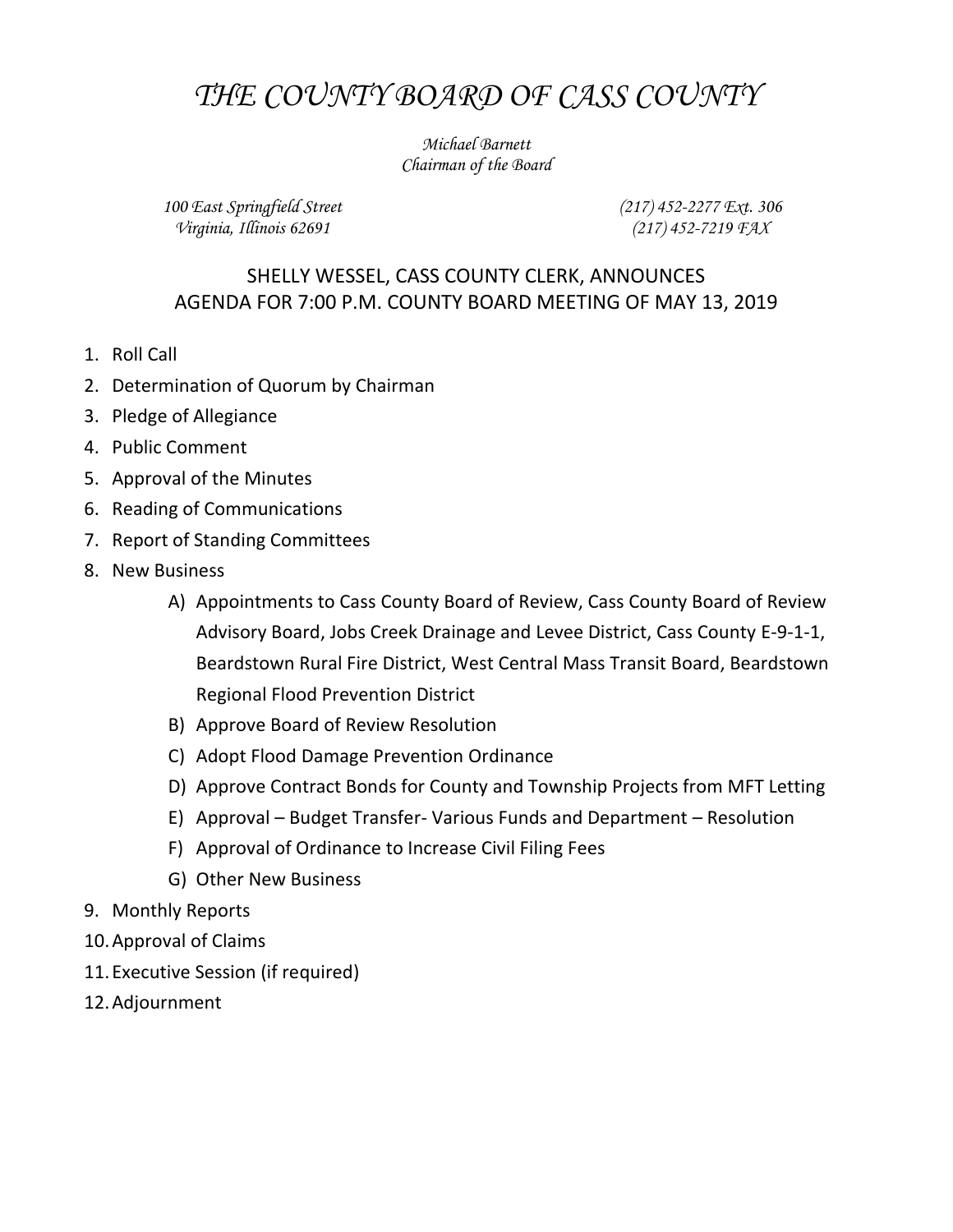# *THE COUNTY BOARD OF CASS COUNTY*

*Michael Barnett*
*Chairman of the Board*

*100 East Springfield Street*
*Virginia, Illinois 62691*

*(217) 452-2277 Ext. 306*
*(217) 452-7219 FAX*

## SHELLY WESSEL, CASS COUNTY CLERK, ANNOUNCES AGENDA FOR 7:00 P.M. COUNTY BOARD MEETING OF MAY 13, 2019

1. Roll Call
2. Determination of Quorum by Chairman
3. Pledge of Allegiance
4. Public Comment
5. Approval of the Minutes
6. Reading of Communications
7. Report of Standing Committees
8. New Business
    - A) Appointments to Cass County Board of Review, Cass County Board of Review Advisory Board, Jobs Creek Drainage and Levee District, Cass County E-9-1-1, Beardstown Rural Fire District, West Central Mass Transit Board, Beardstown Regional Flood Prevention District
    - B) Approve Board of Review Resolution
    - C) Adopt Flood Damage Prevention Ordinance
    - D) Approve Contract Bonds for County and Township Projects from MFT Letting
    - E) Approval – Budget Transfer- Various Funds and Department – Resolution
    - F) Approval of Ordinance to Increase Civil Filing Fees
    - G) Other New Business
9. Monthly Reports
10. Approval of Claims
11. Executive Session (if required)
12. Adjournment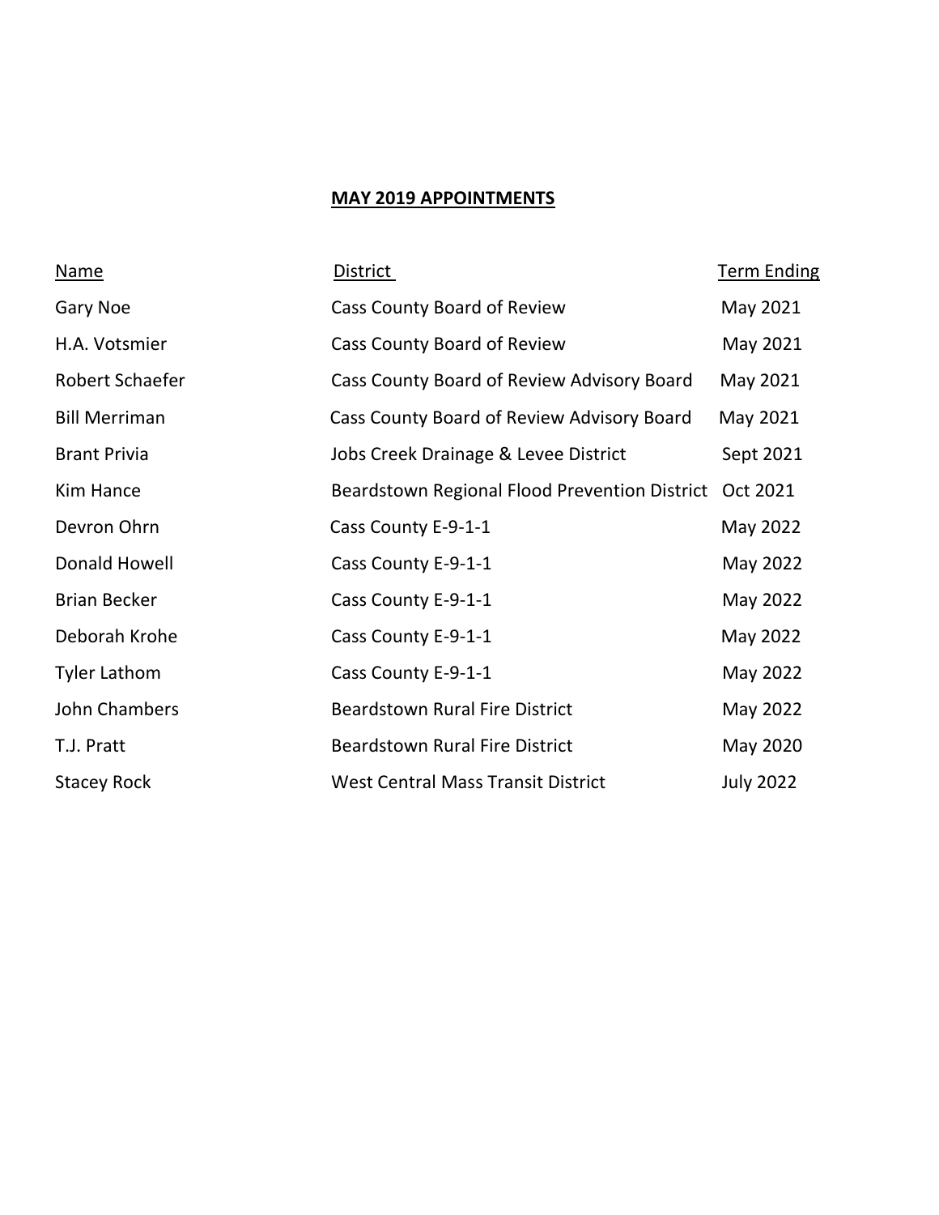## MAY 2019 APPOINTMENTS

| Name | District | Term Ending |
|---|---|---|
| Gary Noe | Cass County Board of Review | May 2021 |
| H.A. Votsmier | Cass County Board of Review | May 2021 |
| Robert Schaefer | Cass County Board of Review Advisory Board | May 2021 |
| Bill Merriman | Cass County Board of Review Advisory Board | May 2021 |
| Brant Privia | Jobs Creek Drainage & Levee District | Sept 2021 |
| Kim Hance | Beardstown Regional Flood Prevention District | Oct 2021 |
| Devron Ohrn | Cass County E-9-1-1 | May 2022 |
| Donald Howell | Cass County E-9-1-1 | May 2022 |
| Brian Becker | Cass County E-9-1-1 | May 2022 |
| Deborah Krohe | Cass County E-9-1-1 | May 2022 |
| Tyler Lathom | Cass County E-9-1-1 | May 2022 |
| John Chambers | Beardstown Rural Fire District | May 2022 |
| T.J. Pratt | Beardstown Rural Fire District | May 2020 |
| Stacey Rock | West Central Mass Transit District | July 2022 |